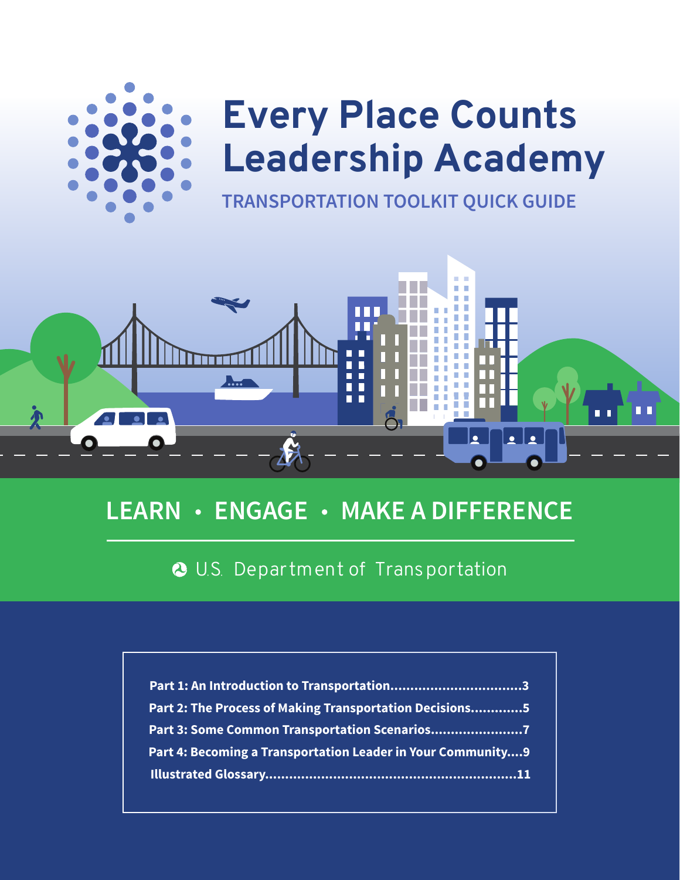# Every Place Counts Leadership Academy

## TRANSPORTATION TOOLKIT QUICK GUIDE

**LEARN • ENGAGE • MAKE A DIFFERENCE**

U.S. Department of Transportation

**Part 1: An Introduction to Transportation................................3**

**Part 2: The Process of Making Transportation Decisions.............5**

**Part 3: Some Common Transportation Scenarios.......................7**

**Part 4: Becoming a Transportation Leader in Your Community....9**

**Illustrated Glossary...........................................................11**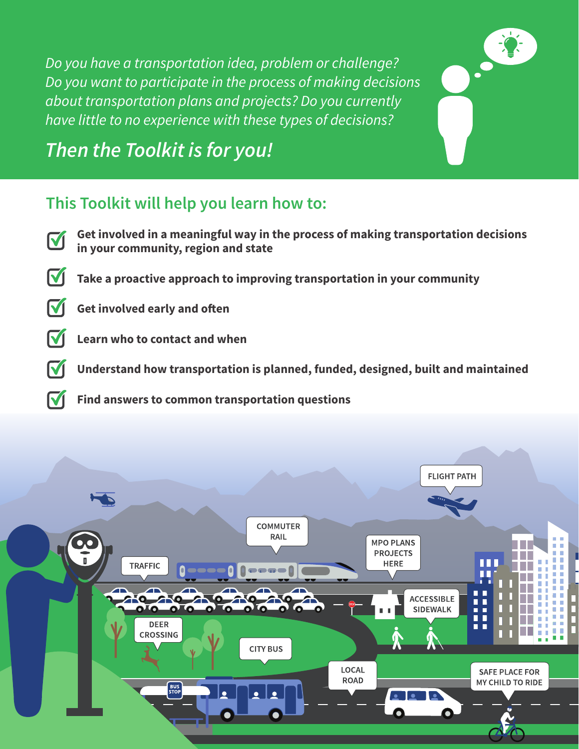*Do you have a transportation idea, problem or challenge? Do you want to participate in the process of making decisions about transportation plans and projects? Do you currently have little to no experience with these types of decisions?*

## *Then the Toolkit is for you!*

## This Toolkit will help you learn how to:

- **Get involved in a meaningful way in the process of making transportation decisions in your community, region and state**
- **Take a proactive approach to improving transportation in your community**
- **Get involved early and often**
- **Learn who to contact and when**
- **Understand how transportation is planned, funded, designed, built and maintained**
- **Find answers to common transportation questions**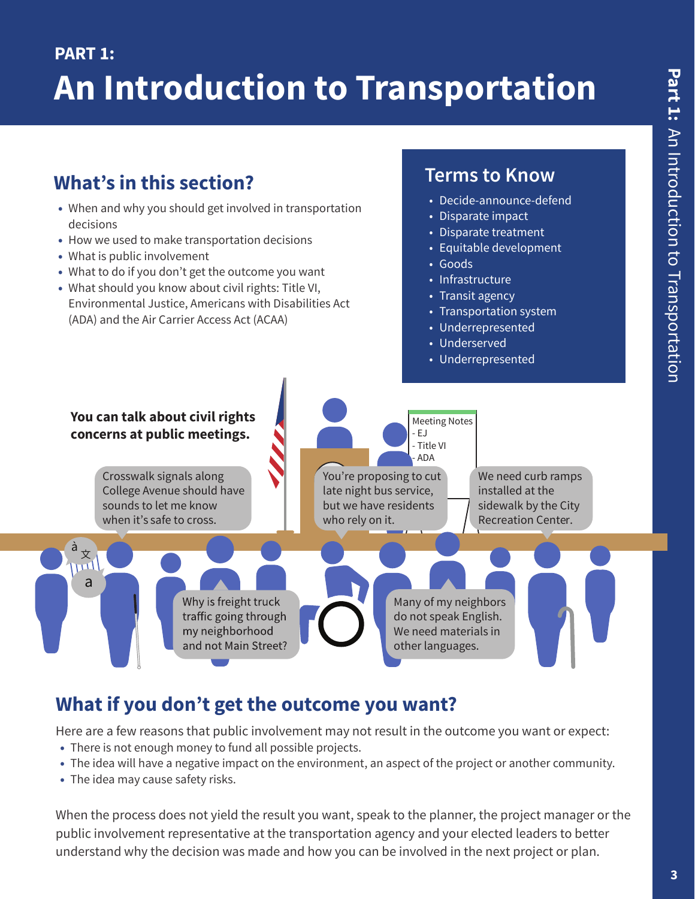## PART 1:

# An Introduction to Transportation

## What's in this section?

- When and why you should get involved in transportation decisions
- How we used to make transportation decisions
- What is public involvement
- What to do if you don't get the outcome you want
- What should you know about civil rights: Title VI, Environmental Justice, Americans with Disabilities Act (ADA) and the Air Carrier Access Act (ACAA)

## Terms to Know

- Decide-announce-defend
- Disparate impact
- Disparate treatment
- Equitable development
- Goods
- Infrastructure
- Transit agency
- Transportation system
- Underrepresented
- Underserved
- Underrepresented

**You can talk about civil rights concerns at public meetings.**

Meeting Notes
- EJ
- Title VI
- ADA

Crosswalk signals along College Avenue should have sounds to let me know when it's safe to cross.

You're proposing to cut late night bus service, but we have residents who rely on it.

We need curb ramps installed at the sidewalk by the City Recreation Center.

Why is freight truck traffic going through my neighborhood and not Main Street?

Many of my neighbors do not speak English. We need materials in other languages.

## What if you don't get the outcome you want?

Here are a few reasons that public involvement may not result in the outcome you want or expect:

- There is not enough money to fund all possible projects.
- The idea will have a negative impact on the environment, an aspect of the project or another community.
- The idea may cause safety risks.

When the process does not yield the result you want, speak to the planner, the project manager or the public involvement representative at the transportation agency and your elected leaders to better understand why the decision was made and how you can be involved in the next project or plan.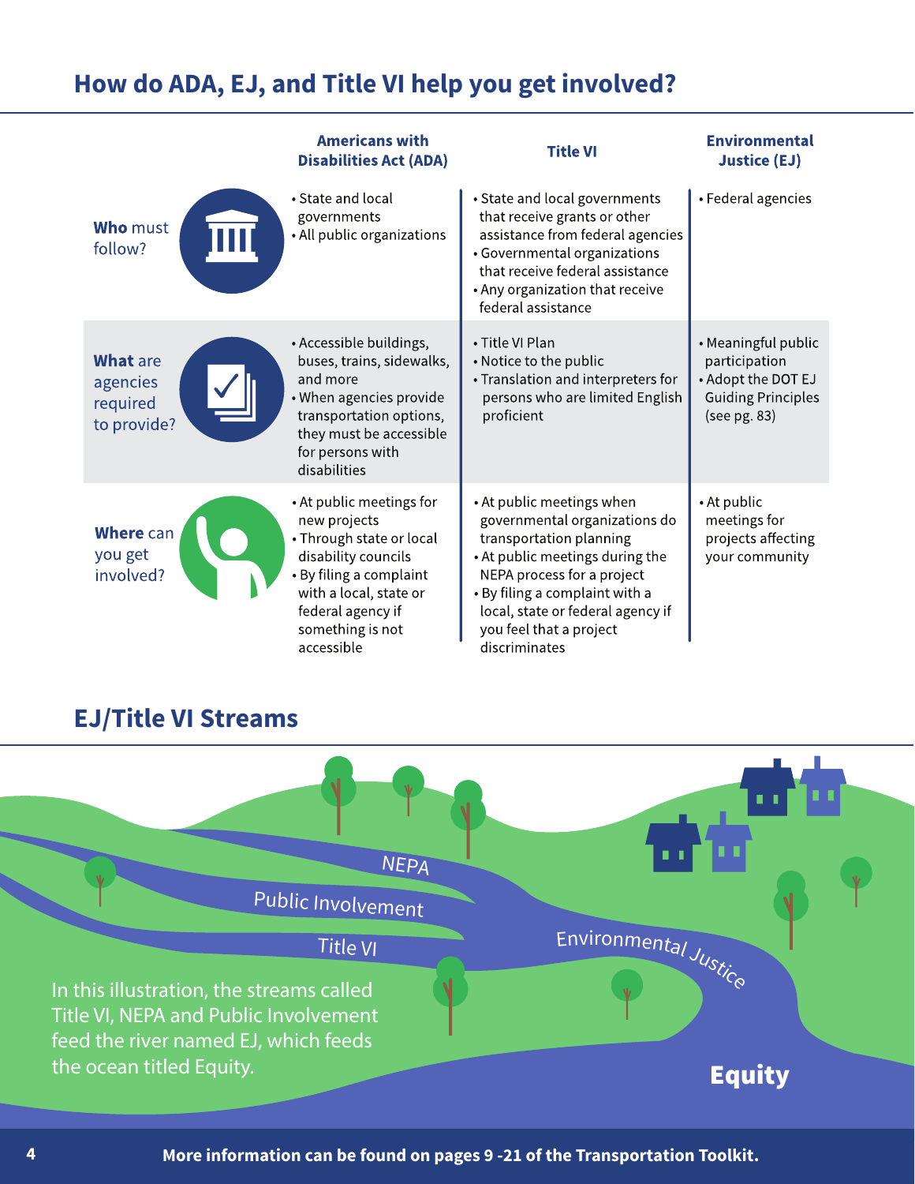## How do ADA, EJ, and Title VI help you get involved?

| | Americans with Disabilities Act (ADA) | Title VI | Environmental Justice (EJ) |
|---|---|---|---|
| **Who** must follow? | • State and local governments<br>• All public organizations | • State and local governments that receive grants or other assistance from federal agencies<br>• Governmental organizations that receive federal assistance<br>• Any organization that receive federal assistance | • Federal agencies |
| **What** are agencies required to provide? | • Accessible buildings, buses, trains, sidewalks, and more<br>• When agencies provide transportation options, they must be accessible for persons with disabilities | • Title VI Plan<br>• Notice to the public<br>• Translation and interpreters for persons who are limited English proficient | • Meaningful public participation<br>• Adopt the DOT EJ Guiding Principles (see pg. 83) |
| **Where** can you get involved? | • At public meetings for new projects<br>• Through state or local disability councils<br>• By filing a complaint with a local, state or federal agency if something is not accessible | • At public meetings when governmental organizations do transportation planning<br>• At public meetings during the NEPA process for a project<br>• By filing a complaint with a local, state or federal agency if you feel that a project discriminates | • At public meetings for projects affecting your community |

## EJ/Title VI Streams

NEPA

Public Involvement

Title VI

Environmental Justice

Equity

In this illustration, the streams called Title VI, NEPA and Public Involvement feed the river named EJ, which feeds the ocean titled Equity.

**More information can be found on pages 9 -21 of the Transportation Toolkit.**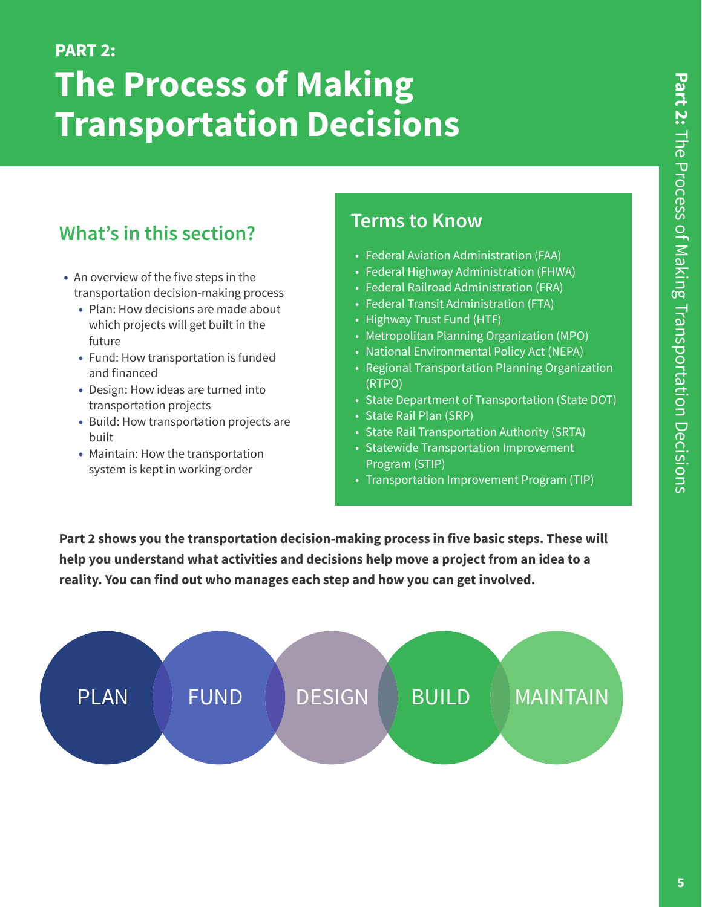PART 2:

# The Process of Making Transportation Decisions

## What's in this section?

- An overview of the five steps in the transportation decision-making process
  - Plan: How decisions are made about which projects will get built in the future
  - Fund: How transportation is funded and financed
  - Design: How ideas are turned into transportation projects
  - Build: How transportation projects are built
  - Maintain: How the transportation system is kept in working order

## Terms to Know

- Federal Aviation Administration (FAA)
- Federal Highway Administration (FHWA)
- Federal Railroad Administration (FRA)
- Federal Transit Administration (FTA)
- Highway Trust Fund (HTF)
- Metropolitan Planning Organization (MPO)
- National Environmental Policy Act (NEPA)
- Regional Transportation Planning Organization (RTPO)
- State Department of Transportation (State DOT)
- State Rail Plan (SRP)
- State Rail Transportation Authority (SRTA)
- Statewide Transportation Improvement Program (STIP)
- Transportation Improvement Program (TIP)

**Part 2 shows you the transportation decision-making process in five basic steps. These will help you understand what activities and decisions help move a project from an idea to a reality. You can find out who manages each step and how you can get involved.**

PLAN → FUND → DESIGN → BUILD → MAINTAIN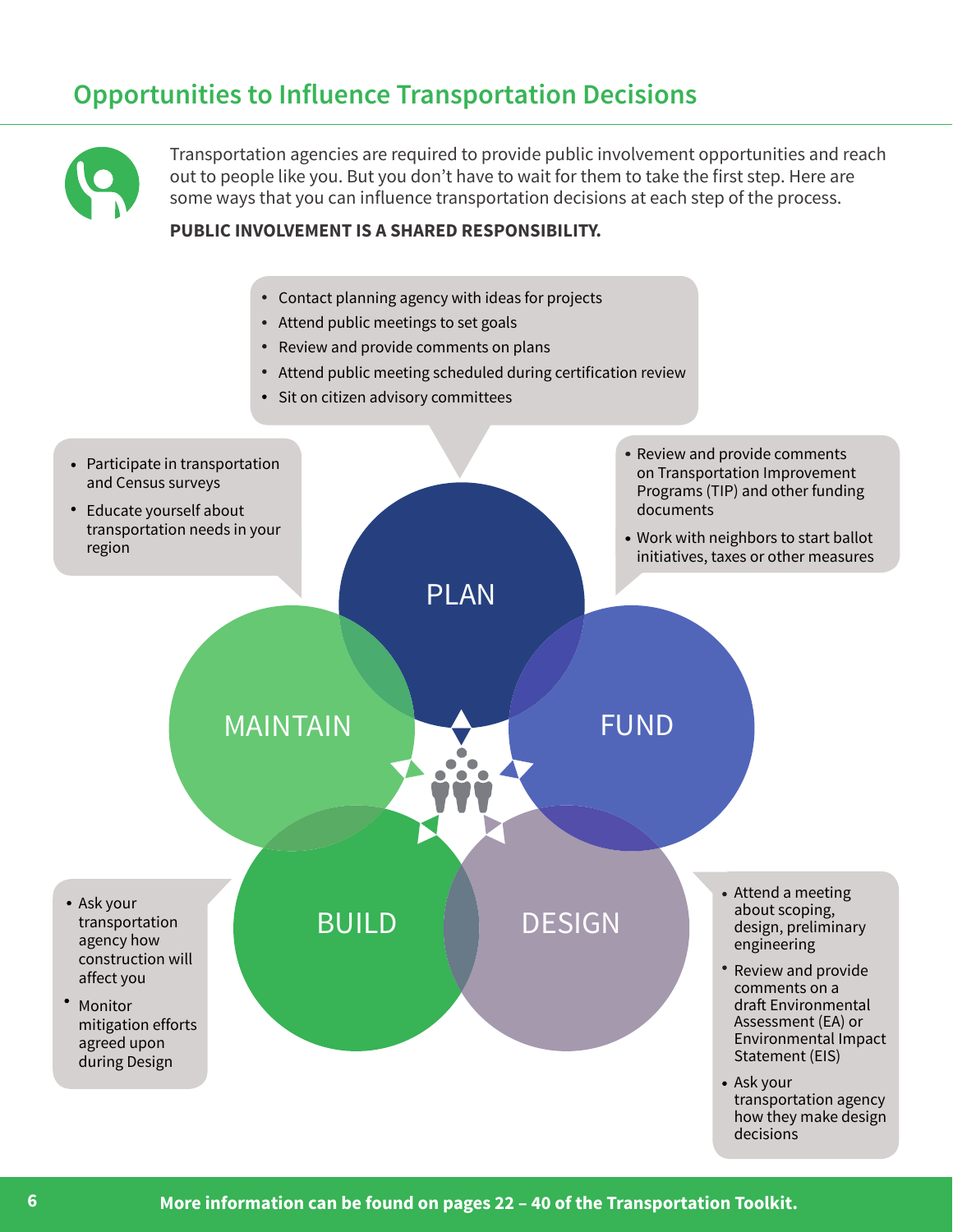## Opportunities to Influence Transportation Decisions

Transportation agencies are required to provide public involvement opportunities and reach out to people like you. But you don't have to wait for them to take the first step. Here are some ways that you can influence transportation decisions at each step of the process.

**PUBLIC INVOLVEMENT IS A SHARED RESPONSIBILITY.**

### PLAN

- Contact planning agency with ideas for projects
- Attend public meetings to set goals
- Review and provide comments on plans
- Attend public meeting scheduled during certification review
- Sit on citizen advisory committees

### FUND

- Review and provide comments on Transportation Improvement Programs (TIP) and other funding documents
- Work with neighbors to start ballot initiatives, taxes or other measures

### DESIGN

- Attend a meeting about scoping, design, preliminary engineering
- Review and provide comments on a draft Environmental Assessment (EA) or Environmental Impact Statement (EIS)
- Ask your transportation agency how they make design decisions

### BUILD

- Ask your transportation agency how construction will affect you
- Monitor mitigation efforts agreed upon during Design

### MAINTAIN

- Participate in transportation and Census surveys
- Educate yourself about transportation needs in your region

**More information can be found on pages 22 – 40 of the Transportation Toolkit.**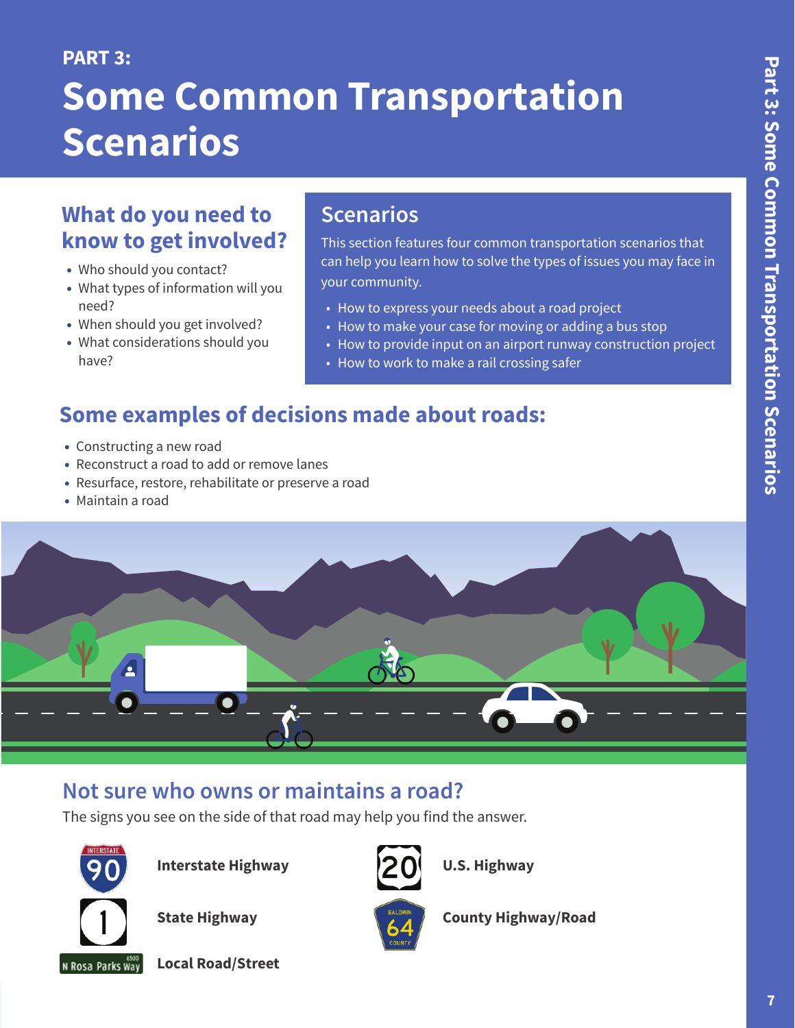PART 3:

# Some Common Transportation Scenarios

## What do you need to know to get involved?

- Who should you contact?
- What types of information will you need?
- When should you get involved?
- What considerations should you have?

## Scenarios

This section features four common transportation scenarios that can help you learn how to solve the types of issues you may face in your community.

- How to express your needs about a road project
- How to make your case for moving or adding a bus stop
- How to provide input on an airport runway construction project
- How to work to make a rail crossing safer

## Some examples of decisions made about roads:

- Constructing a new road
- Reconstruct a road to add or remove lanes
- Resurface, restore, rehabilitate or preserve a road
- Maintain a road

## Not sure who owns or maintains a road?

The signs you see on the side of that road may help you find the answer.

**Interstate Highway**

**U.S. Highway**

**State Highway**

**County Highway/Road**

**Local Road/Street**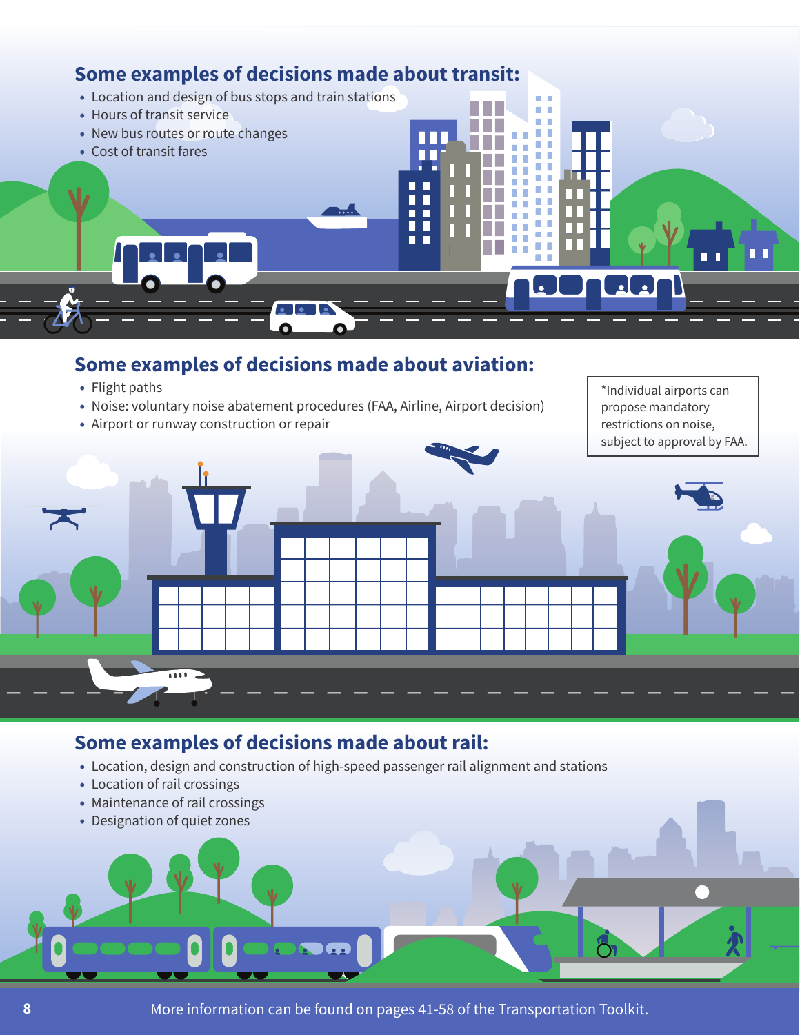## Some examples of decisions made about transit:

- Location and design of bus stops and train stations
- Hours of transit service
- New bus routes or route changes
- Cost of transit fares

## Some examples of decisions made about aviation:

- Flight paths
- Noise: voluntary noise abatement procedures (FAA, Airline, Airport decision)
- Airport or runway construction or repair

*Individual airports can propose mandatory restrictions on noise, subject to approval by FAA.

## Some examples of decisions made about rail:

- Location, design and construction of high-speed passenger rail alignment and stations
- Location of rail crossings
- Maintenance of rail crossings
- Designation of quiet zones

More information can be found on pages 41-58 of the Transportation Toolkit.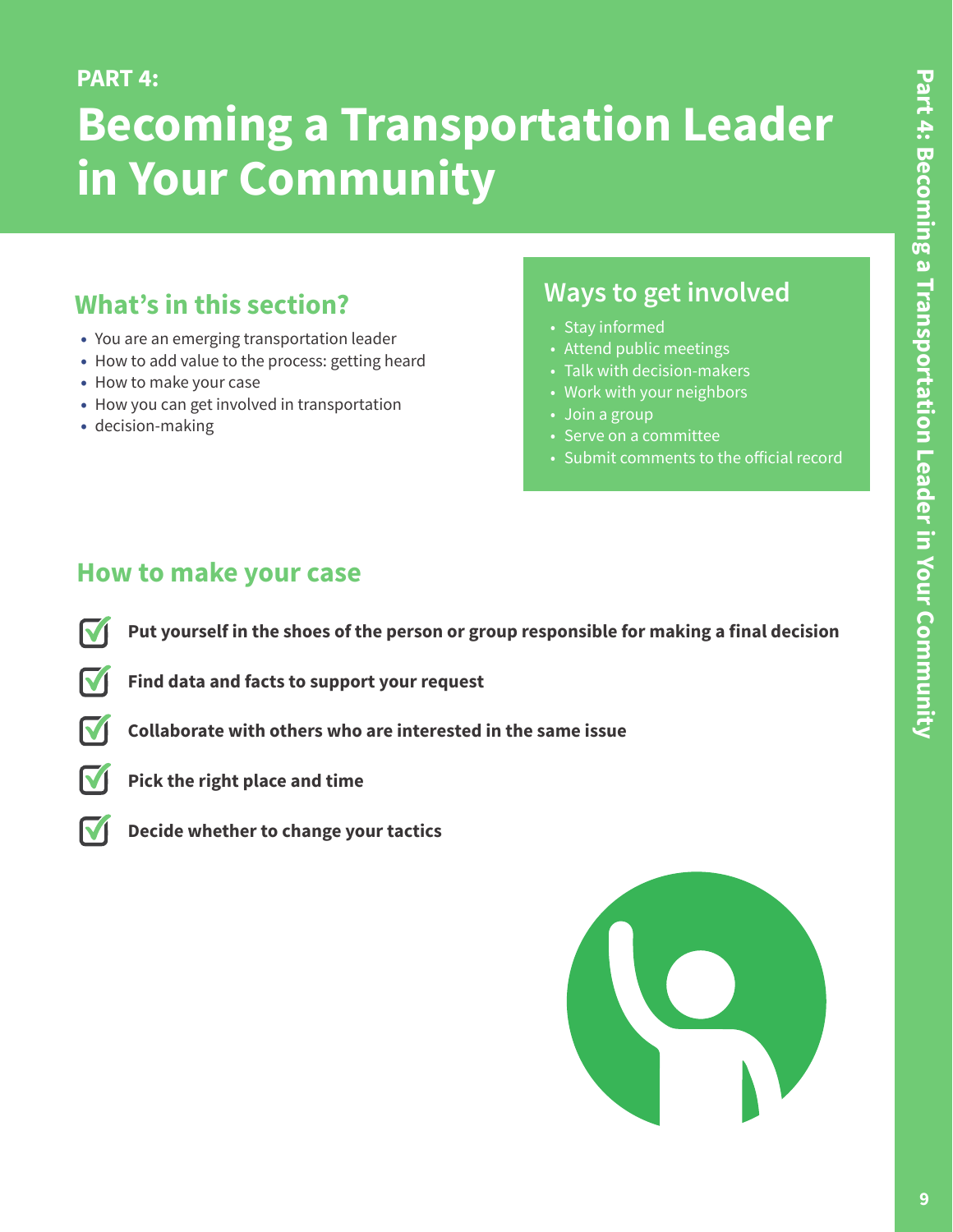PART 4:

# Becoming a Transportation Leader in Your Community

## What's in this section?

- You are an emerging transportation leader
- How to add value to the process: getting heard
- How to make your case
- How you can get involved in transportation
- decision-making

## Ways to get involved

- Stay informed
- Attend public meetings
- Talk with decision-makers
- Work with your neighbors
- Join a group
- Serve on a committee
- Submit comments to the official record

## How to make your case

- ☑ **Put yourself in the shoes of the person or group responsible for making a final decision**
- ☑ **Find data and facts to support your request**
- ☑ **Collaborate with others who are interested in the same issue**
- ☑ **Pick the right place and time**
- ☑ **Decide whether to change your tactics**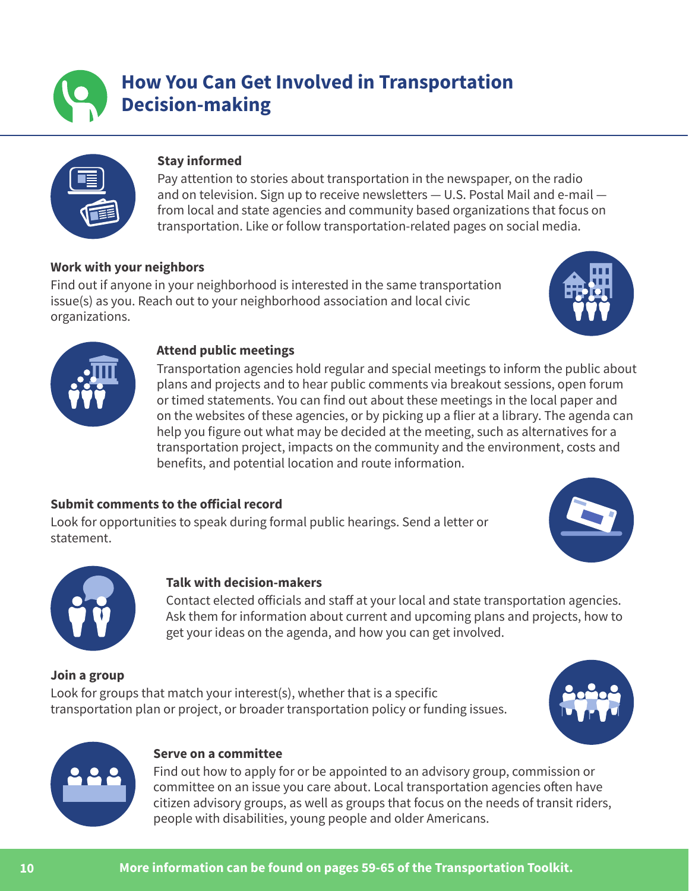# How You Can Get Involved in Transportation Decision-making

### Stay informed

Pay attention to stories about transportation in the newspaper, on the radio and on television. Sign up to receive newsletters — U.S. Postal Mail and e-mail — from local and state agencies and community based organizations that focus on transportation. Like or follow transportation-related pages on social media.

### Work with your neighbors

Find out if anyone in your neighborhood is interested in the same transportation issue(s) as you. Reach out to your neighborhood association and local civic organizations.

### Attend public meetings

Transportation agencies hold regular and special meetings to inform the public about plans and projects and to hear public comments via breakout sessions, open forum or timed statements. You can find out about these meetings in the local paper and on the websites of these agencies, or by picking up a flier at a library. The agenda can help you figure out what may be decided at the meeting, such as alternatives for a transportation project, impacts on the community and the environment, costs and benefits, and potential location and route information.

### Submit comments to the official record

Look for opportunities to speak during formal public hearings. Send a letter or statement.

### Talk with decision-makers

Contact elected officials and staff at your local and state transportation agencies. Ask them for information about current and upcoming plans and projects, how to get your ideas on the agenda, and how you can get involved.

### Join a group

Look for groups that match your interest(s), whether that is a specific transportation plan or project, or broader transportation policy or funding issues.

### Serve on a committee

Find out how to apply for or be appointed to an advisory group, commission or committee on an issue you care about. Local transportation agencies often have citizen advisory groups, as well as groups that focus on the needs of transit riders, people with disabilities, young people and older Americans.

**More information can be found on pages 59-65 of the Transportation Toolkit.**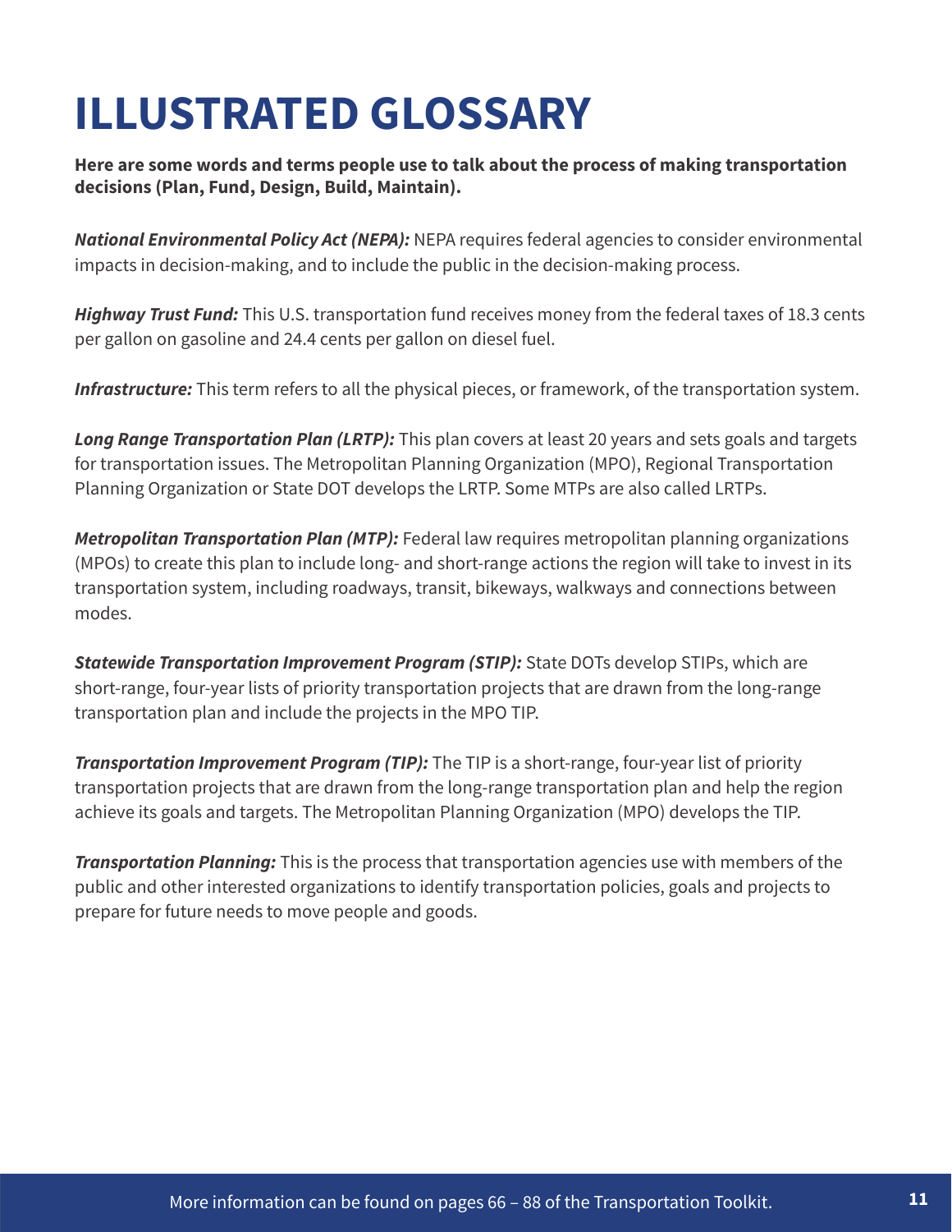# ILLUSTRATED GLOSSARY

**Here are some words and terms people use to talk about the process of making transportation decisions (Plan, Fund, Design, Build, Maintain).**

***National Environmental Policy Act (NEPA):*** NEPA requires federal agencies to consider environmental impacts in decision-making, and to include the public in the decision-making process.

***Highway Trust Fund:*** This U.S. transportation fund receives money from the federal taxes of 18.3 cents per gallon on gasoline and 24.4 cents per gallon on diesel fuel.

***Infrastructure:*** This term refers to all the physical pieces, or framework, of the transportation system.

***Long Range Transportation Plan (LRTP):*** This plan covers at least 20 years and sets goals and targets for transportation issues. The Metropolitan Planning Organization (MPO), Regional Transportation Planning Organization or State DOT develops the LRTP. Some MTPs are also called LRTPs.

***Metropolitan Transportation Plan (MTP):*** Federal law requires metropolitan planning organizations (MPOs) to create this plan to include long- and short-range actions the region will take to invest in its transportation system, including roadways, transit, bikeways, walkways and connections between modes.

***Statewide Transportation Improvement Program (STIP):*** State DOTs develop STIPs, which are short-range, four-year lists of priority transportation projects that are drawn from the long-range transportation plan and include the projects in the MPO TIP.

***Transportation Improvement Program (TIP):*** The TIP is a short-range, four-year list of priority transportation projects that are drawn from the long-range transportation plan and help the region achieve its goals and targets. The Metropolitan Planning Organization (MPO) develops the TIP.

***Transportation Planning:*** This is the process that transportation agencies use with members of the public and other interested organizations to identify transportation policies, goals and projects to prepare for future needs to move people and goods.

More information can be found on pages 66 – 88 of the Transportation Toolkit.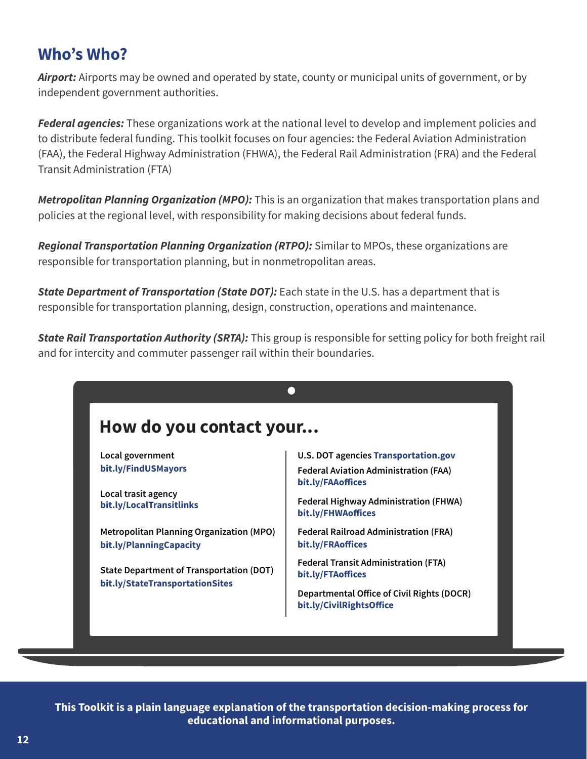## Who's Who?

***Airport:*** Airports may be owned and operated by state, county or municipal units of government, or by independent government authorities.

***Federal agencies:*** These organizations work at the national level to develop and implement policies and to distribute federal funding. This toolkit focuses on four agencies: the Federal Aviation Administration (FAA), the Federal Highway Administration (FHWA), the Federal Rail Administration (FRA) and the Federal Transit Administration (FTA)

***Metropolitan Planning Organization (MPO):*** This is an organization that makes transportation plans and policies at the regional level, with responsibility for making decisions about federal funds.

***Regional Transportation Planning Organization (RTPO):*** Similar to MPOs, these organizations are responsible for transportation planning, but in nonmetropolitan areas.

***State Department of Transportation (State DOT):*** Each state in the U.S. has a department that is responsible for transportation planning, design, construction, operations and maintenance.

***State Rail Transportation Authority (SRTA):*** This group is responsible for setting policy for both freight rail and for intercity and commuter passenger rail within their boundaries.

### How do you contact your...

Local government
**bit.ly/FindUSMayors**

Local trasit agency
**bit.ly/LocalTransitlinks**

Metropolitan Planning Organization (MPO)
**bit.ly/PlanningCapacity**

State Department of Transportation (DOT)
**bit.ly/StateTransportationSites**

U.S. DOT agencies **Transportation.gov**

Federal Aviation Administration (FAA)
**bit.ly/FAAoffices**

Federal Highway Administration (FHWA)
**bit.ly/FHWAoffices**

Federal Railroad Administration (FRA)
**bit.ly/FRAoffices**

Federal Transit Administration (FTA)
**bit.ly/FTAoffices**

Departmental Office of Civil Rights (DOCR)
**bit.ly/CivilRightsOffice**

**This Toolkit is a plain language explanation of the transportation decision-making process for educational and informational purposes.**